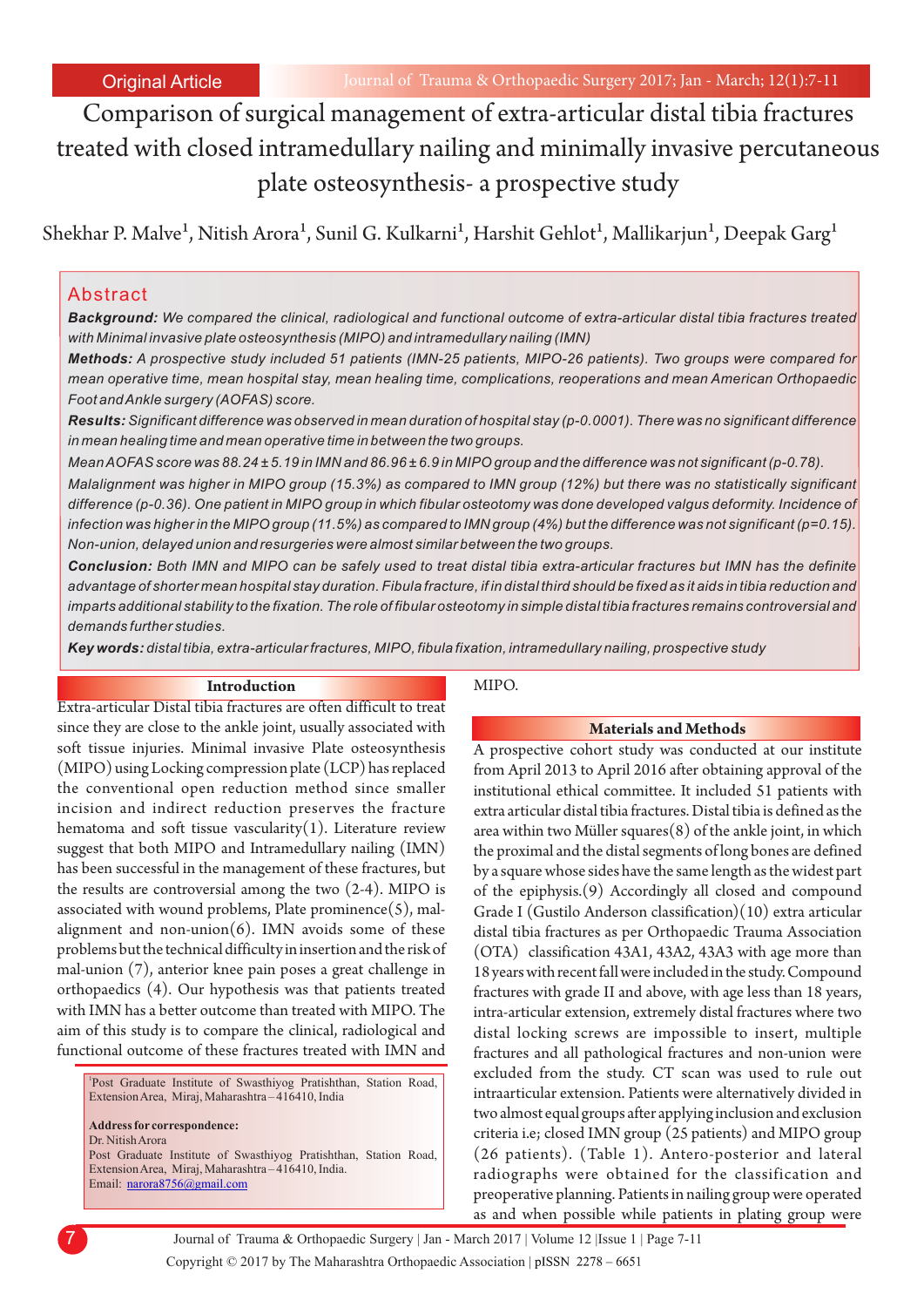Original Article

# Comparison of surgical management of extra-articular distal tibia fractures treated with closed intramedullary nailing and minimally invasive percutaneous plate osteosynthesis- a prospective study

Shekhar P. Malve[1], Nitish Arora[1], Sunil G. Kulkarni[1], Harshit Gehlot[1], Mallikarjun[1], Deepak Garg[1]

## Abstract

***Background:*** *We compared the clinical, radiological and functional outcome of extra-articular distal tibia fractures treated with Minimal invasive plate osteosynthesis (MIPO) and intramedullary nailing (IMN)*

***Methods:*** *A prospective study included 51 patients (IMN-25 patients, MIPO-26 patients). Two groups were compared for mean operative time, mean hospital stay, mean healing time, complications, reoperations and mean American Orthopaedic Foot and Ankle surgery (AOFAS) score.*

***Results:*** *Significant difference was observed in mean duration of hospital stay (p-0.0001). There was no significant difference in mean healing time and mean operative time in between the two groups.*

*Mean AOFAS score was 88.24 ± 5.19 in IMN and 86.96 ± 6.9 in MIPO group and the difference was not significant (p-0.78).*

*Malalignment was higher in MIPO group (15.3%) as compared to IMN group (12%) but there was no statistically significant difference (p-0.36). One patient in MIPO group in which fibular osteotomy was done developed valgus deformity. Incidence of infection was higher in the MIPO group (11.5%) as compared to IMN group (4%) but the difference was not significant (p=0.15). Non-union, delayed union and resurgeries were almost similar between the two groups.*

***Conclusion:*** *Both IMN and MIPO can be safely used to treat distal tibia extra-articular fractures but IMN has the definite advantage of shorter mean hospital stay duration. Fibula fracture, if in distal third should be fixed as it aids in tibia reduction and imparts additional stability to the fixation. The role of fibular osteotomy in simple distal tibia fractures remains controversial and demands further studies.*

***Key words:*** *distal tibia, extra-articular fractures, MIPO, fibula fixation, intramedullary nailing, prospective study*

## Introduction

Extra-articular Distal tibia fractures are often difficult to treat since they are close to the ankle joint, usually associated with soft tissue injuries. Minimal invasive Plate osteosynthesis (MIPO) using Locking compression plate (LCP) has replaced the conventional open reduction method since smaller incision and indirect reduction preserves the fracture hematoma and soft tissue vascularity(1). Literature review suggest that both MIPO and Intramedullary nailing (IMN) has been successful in the management of these fractures, but the results are controversial among the two (2-4). MIPO is associated with wound problems, Plate prominence(5), mal-alignment and non-union(6). IMN avoids some of these problems but the technical difficulty in insertion and the risk of mal-union (7), anterior knee pain poses a great challenge in orthopaedics (4). Our hypothesis was that patients treated with IMN has a better outcome than treated with MIPO. The aim of this study is to compare the clinical, radiological and functional outcome of these fractures treated with IMN and MIPO.

[1]Post Graduate Institute of Swasthiyog Pratishthan, Station Road, Extension Area, Miraj, Maharashtra – 416410, India

**Address for correspondence:**
Dr. Nitish Arora
Post Graduate Institute of Swasthiyog Pratishthan, Station Road, Extension Area, Miraj, Maharashtra – 416410, India.
Email: narora8756@gmail.com

## Materials and Methods

A prospective cohort study was conducted at our institute from April 2013 to April 2016 after obtaining approval of the institutional ethical committee. It included 51 patients with extra articular distal tibia fractures. Distal tibia is defined as the area within two Müller squares(8) of the ankle joint, in which the proximal and the distal segments of long bones are defined by a square whose sides have the same length as the widest part of the epiphysis.(9) Accordingly all closed and compound Grade I (Gustilo Anderson classification)(10) extra articular distal tibia fractures as per Orthopaedic Trauma Association (OTA) classification 43A1, 43A2, 43A3 with age more than 18 years with recent fall were included in the study. Compound fractures with grade II and above, with age less than 18 years, intra-articular extension, extremely distal fractures where two distal locking screws are impossible to insert, multiple fractures and all pathological fractures and non-union were excluded from the study. CT scan was used to rule out intraarticular extension. Patients were alternatively divided in two almost equal groups after applying inclusion and exclusion criteria i.e; closed IMN group (25 patients) and MIPO group (26 patients). (Table 1). Antero-posterior and lateral radiographs were obtained for the classification and preoperative planning. Patients in nailing group were operated as and when possible while patients in plating group were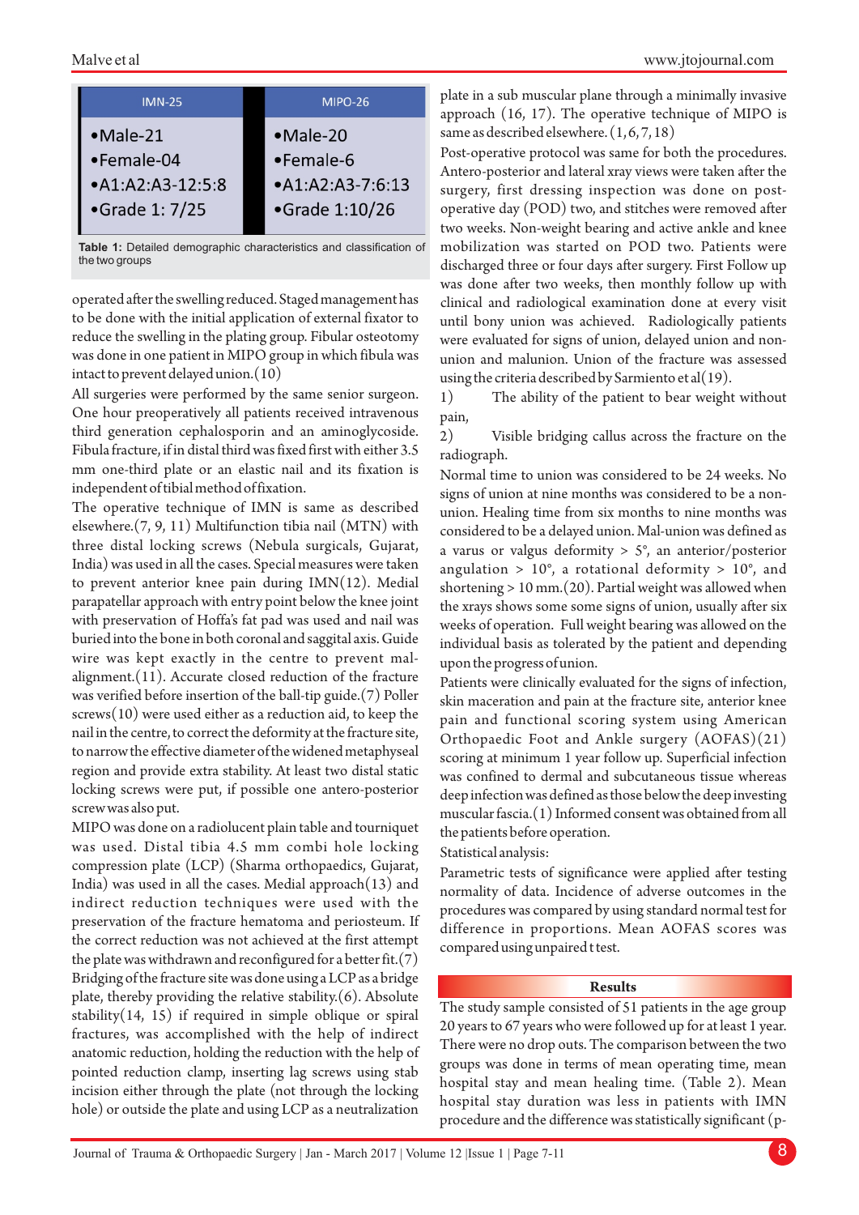| IMN-25 | MIPO-26 |
|---|---|
| •Male-21 | •Male-20 |
| •Female-04 | •Female-6 |
| •A1:A2:A3-12:5:8 | •A1:A2:A3-7:6:13 |
| •Grade 1: 7/25 | •Grade 1:10/26 |

**Table 1:** Detailed demographic characteristics and classification of the two groups

operated after the swelling reduced. Staged management has to be done with the initial application of external fixator to reduce the swelling in the plating group. Fibular osteotomy was done in one patient in MIPO group in which fibula was intact to prevent delayed union.(10)

All surgeries were performed by the same senior surgeon. One hour preoperatively all patients received intravenous third generation cephalosporin and an aminoglycoside. Fibula fracture, if in distal third was fixed first with either 3.5 mm one-third plate or an elastic nail and its fixation is independent of tibial method of fixation.

The operative technique of IMN is same as described elsewhere.(7, 9, 11) Multifunction tibia nail (MTN) with three distal locking screws (Nebula surgicals, Gujarat, India) was used in all the cases. Special measures were taken to prevent anterior knee pain during IMN(12). Medial parapatellar approach with entry point below the knee joint with preservation of Hoffa's fat pad was used and nail was buried into the bone in both coronal and saggital axis. Guide wire was kept exactly in the centre to prevent mal-alignment.(11). Accurate closed reduction of the fracture was verified before insertion of the ball-tip guide.(7) Poller screws(10) were used either as a reduction aid, to keep the nail in the centre, to correct the deformity at the fracture site, to narrow the effective diameter of the widened metaphyseal region and provide extra stability. At least two distal static locking screws were put, if possible one antero-posterior screw was also put.

MIPO was done on a radiolucent plain table and tourniquet was used. Distal tibia 4.5 mm combi hole locking compression plate (LCP) (Sharma orthopaedics, Gujarat, India) was used in all the cases. Medial approach(13) and indirect reduction techniques were used with the preservation of the fracture hematoma and periosteum. If the correct reduction was not achieved at the first attempt the plate was withdrawn and reconfigured for a better fit.(7) Bridging of the fracture site was done using a LCP as a bridge plate, thereby providing the relative stability.(6). Absolute stability(14, 15) if required in simple oblique or spiral fractures, was accomplished with the help of indirect anatomic reduction, holding the reduction with the help of pointed reduction clamp, inserting lag screws using stab incision either through the plate (not through the locking hole) or outside the plate and using LCP as a neutralization plate in a sub muscular plane through a minimally invasive approach (16, 17). The operative technique of MIPO is same as described elsewhere. (1,6,7, 18)

Post-operative protocol was same for both the procedures. Antero-posterior and lateral xray views were taken after the surgery, first dressing inspection was done on post-operative day (POD) two, and stitches were removed after two weeks. Non-weight bearing and active ankle and knee mobilization was started on POD two. Patients were discharged three or four days after surgery. First Follow up was done after two weeks, then monthly follow up with clinical and radiological examination done at every visit until bony union was achieved. Radiologically patients were evaluated for signs of union, delayed union and non-union and malunion. Union of the fracture was assessed using the criteria described by Sarmiento et al(19).

1) The ability of the patient to bear weight without pain,
2) Visible bridging callus across the fracture on the radiograph.

Normal time to union was considered to be 24 weeks. No signs of union at nine months was considered to be a non-union. Healing time from six months to nine months was considered to be a delayed union. Mal-union was defined as a varus or valgus deformity > 5°, an anterior/posterior angulation > 10°, a rotational deformity > 10°, and shortening > 10 mm.(20). Partial weight was allowed when the xrays shows some some signs of union, usually after six weeks of operation. Full weight bearing was allowed on the individual basis as tolerated by the patient and depending upon the progress of union.

Patients were clinically evaluated for the signs of infection, skin maceration and pain at the fracture site, anterior knee pain and functional scoring system using American Orthopaedic Foot and Ankle surgery (AOFAS)(21) scoring at minimum 1 year follow up. Superficial infection was confined to dermal and subcutaneous tissue whereas deep infection was defined as those below the deep investing muscular fascia.(1) Informed consent was obtained from all the patients before operation.

Statistical analysis:

Parametric tests of significance were applied after testing normality of data. Incidence of adverse outcomes in the procedures was compared by using standard normal test for difference in proportions. Mean AOFAS scores was compared using unpaired t test.

## Results

The study sample consisted of 51 patients in the age group 20 years to 67 years who were followed up for at least 1 year. There were no drop outs. The comparison between the two groups was done in terms of mean operating time, mean hospital stay and mean healing time. (Table 2). Mean hospital stay duration was less in patients with IMN procedure and the difference was statistically significant (p-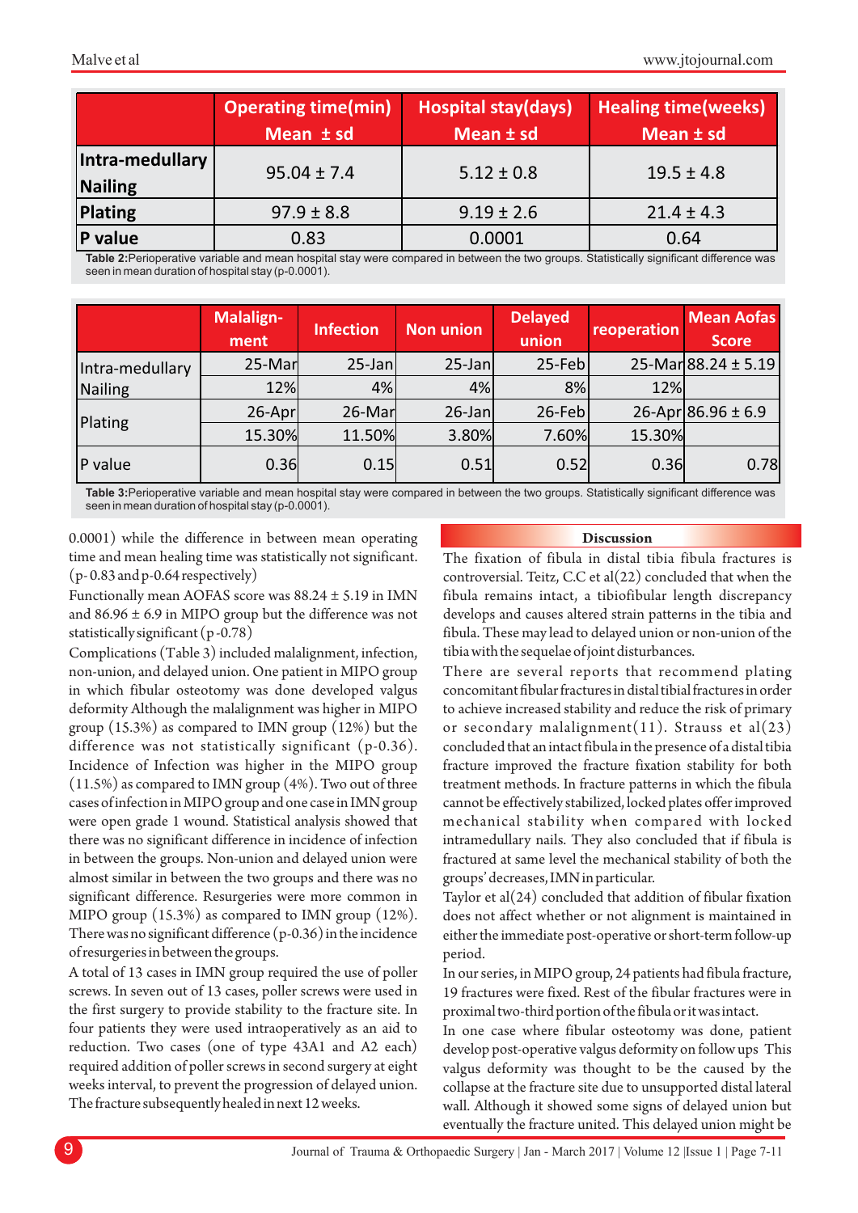| | Operating time(min) Mean ± sd | Hospital stay(days) Mean ± sd | Healing time(weeks) Mean ± sd |
|---|---|---|---|
| **Intra-medullary Nailing** | 95.04 ± 7.4 | 5.12 ± 0.8 | 19.5 ± 4.8 |
| **Plating** | 97.9 ± 8.8 | 9.19 ± 2.6 | 21.4 ± 4.3 |
| **P value** | 0.83 | 0.0001 | 0.64 |

**Table 2:** Perioperative variable and mean hospital stay were compared in between the two groups. Statistically significant difference was seen in mean duration of hospital stay (p-0.0001).

| | Malalign-ment | Infection | Non union | Delayed union | reoperation | Mean Aofas Score |
|---|---|---|---|---|---|---|
| Intra-medullary Nailing | 25-Mar | 25-Jan | 25-Jan | 25-Feb | 25-Mar | 88.24 ± 5.19 |
| | 12% | 4% | 4% | 8% | 12% | |
| Plating | 26-Apr | 26-Mar | 26-Jan | 26-Feb | 26-Apr | 86.96 ± 6.9 |
| | 15.30% | 11.50% | 3.80% | 7.60% | 15.30% | |
| P value | 0.36 | 0.15 | 0.51 | 0.52 | 0.36 | 0.78 |

**Table 3:** Perioperative variable and mean hospital stay were compared in between the two groups. Statistically significant difference was seen in mean duration of hospital stay (p-0.0001).

0.0001) while the difference in between mean operating time and mean healing time was statistically not significant. (p- 0.83 and p-0.64 respectively)

Functionally mean AOFAS score was 88.24 ± 5.19 in IMN and 86.96 ± 6.9 in MIPO group but the difference was not statistically significant (p -0.78)

Complications (Table 3) included malalignment, infection, non-union, and delayed union. One patient in MIPO group in which fibular osteotomy was done developed valgus deformity Although the malalignment was higher in MIPO group (15.3%) as compared to IMN group (12%) but the difference was not statistically significant (p-0.36). Incidence of Infection was higher in the MIPO group (11.5%) as compared to IMN group (4%). Two out of three cases of infection in MIPO group and one case in IMN group were open grade 1 wound. Statistical analysis showed that there was no significant difference in incidence of infection in between the groups. Non-union and delayed union were almost similar in between the two groups and there was no significant difference. Resurgeries were more common in MIPO group (15.3%) as compared to IMN group (12%). There was no significant difference (p-0.36) in the incidence of resurgeries in between the groups.

A total of 13 cases in IMN group required the use of poller screws. In seven out of 13 cases, poller screws were used in the first surgery to provide stability to the fracture site. In four patients they were used intraoperatively as an aid to reduction. Two cases (one of type 43A1 and A2 each) required addition of poller screws in second surgery at eight weeks interval, to prevent the progression of delayed union. The fracture subsequently healed in next 12 weeks.

## Discussion

The fixation of fibula in distal tibia fibula fractures is controversial. Teitz, C.C et al(22) concluded that when the fibula remains intact, a tibiofibular length discrepancy develops and causes altered strain patterns in the tibia and fibula. These may lead to delayed union or non-union of the tibia with the sequelae of joint disturbances.

There are several reports that recommend plating concomitant fibular fractures in distal tibial fractures in order to achieve increased stability and reduce the risk of primary or secondary malalignment(11). Strauss et al(23) concluded that an intact fibula in the presence of a distal tibia fracture improved the fracture fixation stability for both treatment methods. In fracture patterns in which the fibula cannot be effectively stabilized, locked plates offer improved mechanical stability when compared with locked intramedullary nails. They also concluded that if fibula is fractured at same level the mechanical stability of both the groups' decreases, IMN in particular.

Taylor et al(24) concluded that addition of fibular fixation does not affect whether or not alignment is maintained in either the immediate post-operative or short-term follow-up period.

In our series, in MIPO group, 24 patients had fibula fracture, 19 fractures were fixed. Rest of the fibular fractures were in proximal two-third portion of the fibula or it was intact.

In one case where fibular osteotomy was done, patient develop post-operative valgus deformity on follow ups This valgus deformity was thought to be the caused by the collapse at the fracture site due to unsupported distal lateral wall. Although it showed some signs of delayed union but eventually the fracture united. This delayed union might be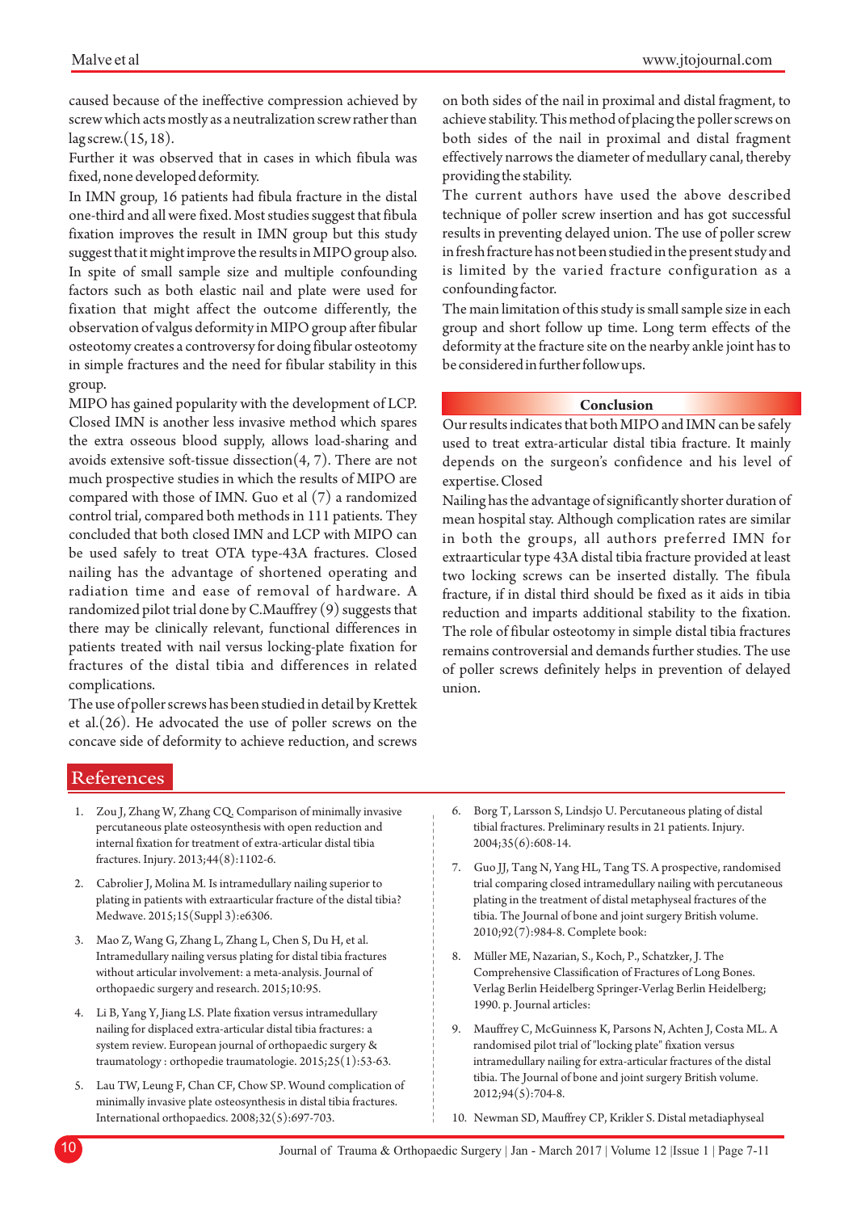caused because of the ineffective compression achieved by screw which acts mostly as a neutralization screw rather than lag screw.(15, 18).

Further it was observed that in cases in which fibula was fixed, none developed deformity.

In IMN group, 16 patients had fibula fracture in the distal one-third and all were fixed. Most studies suggest that fibula fixation improves the result in IMN group but this study suggest that it might improve the results in MIPO group also. In spite of small sample size and multiple confounding factors such as both elastic nail and plate were used for fixation that might affect the outcome differently, the observation of valgus deformity in MIPO group after fibular osteotomy creates a controversy for doing fibular osteotomy in simple fractures and the need for fibular stability in this group.

MIPO has gained popularity with the development of LCP. Closed IMN is another less invasive method which spares the extra osseous blood supply, allows load-sharing and avoids extensive soft-tissue dissection(4, 7). There are not much prospective studies in which the results of MIPO are compared with those of IMN. Guo et al (7) a randomized control trial, compared both methods in 111 patients. They concluded that both closed IMN and LCP with MIPO can be used safely to treat OTA type-43A fractures. Closed nailing has the advantage of shortened operating and radiation time and ease of removal of hardware. A randomized pilot trial done by C.Mauffrey (9) suggests that there may be clinically relevant, functional differences in patients treated with nail versus locking-plate fixation for fractures of the distal tibia and differences in related complications.

The use of poller screws has been studied in detail by Krettek et al.(26). He advocated the use of poller screws on the concave side of deformity to achieve reduction, and screws on both sides of the nail in proximal and distal fragment, to achieve stability. This method of placing the poller screws on both sides of the nail in proximal and distal fragment effectively narrows the diameter of medullary canal, thereby providing the stability.

The current authors have used the above described technique of poller screw insertion and has got successful results in preventing delayed union. The use of poller screw in fresh fracture has not been studied in the present study and is limited by the varied fracture configuration as a confounding factor.

The main limitation of this study is small sample size in each group and short follow up time. Long term effects of the deformity at the fracture site on the nearby ankle joint has to be considered in further follow ups.

## Conclusion

Our results indicates that both MIPO and IMN can be safely used to treat extra-articular distal tibia fracture. It mainly depends on the surgeon's confidence and his level of expertise. Closed

Nailing has the advantage of significantly shorter duration of mean hospital stay. Although complication rates are similar in both the groups, all authors preferred IMN for extraarticular type 43A distal tibia fracture provided at least two locking screws can be inserted distally. The fibula fracture, if in distal third should be fixed as it aids in tibia reduction and imparts additional stability to the fixation. The role of fibular osteotomy in simple distal tibia fractures remains controversial and demands further studies. The use of poller screws definitely helps in prevention of delayed union.

## References

1. Zou J, Zhang W, Zhang CQ. Comparison of minimally invasive percutaneous plate osteosynthesis with open reduction and internal fixation for treatment of extra-articular distal tibia fractures. Injury. 2013;44(8):1102-6.
2. Cabrolier J, Molina M. Is intramedullary nailing superior to plating in patients with extraarticular fracture of the distal tibia? Medwave. 2015;15(Suppl 3):e6306.
3. Mao Z, Wang G, Zhang L, Zhang L, Chen S, Du H, et al. Intramedullary nailing versus plating for distal tibia fractures without articular involvement: a meta-analysis. Journal of orthopaedic surgery and research. 2015;10:95.
4. Li B, Yang Y, Jiang LS. Plate fixation versus intramedullary nailing for displaced extra-articular distal tibia fractures: a system review. European journal of orthopaedic surgery & traumatology : orthopedie traumatologie. 2015;25(1):53-63.
5. Lau TW, Leung F, Chan CF, Chow SP. Wound complication of minimally invasive plate osteosynthesis in distal tibia fractures. International orthopaedics. 2008;32(5):697-703.
6. Borg T, Larsson S, Lindsjo U. Percutaneous plating of distal tibial fractures. Preliminary results in 21 patients. Injury. 2004;35(6):608-14.
7. Guo JJ, Tang N, Yang HL, Tang TS. A prospective, randomised trial comparing closed intramedullary nailing with percutaneous plating in the treatment of distal metaphyseal fractures of the tibia. The Journal of bone and joint surgery British volume. 2010;92(7):984-8. Complete book:
8. Müller ME, Nazarian, S., Koch, P., Schatzker, J. The Comprehensive Classification of Fractures of Long Bones. Verlag Berlin Heidelberg Springer-Verlag Berlin Heidelberg; 1990. p. Journal articles:
9. Mauffrey C, McGuinness K, Parsons N, Achten J, Costa ML. A randomised pilot trial of "locking plate" fixation versus intramedullary nailing for extra-articular fractures of the distal tibia. The Journal of bone and joint surgery British volume. 2012;94(5):704-8.
10. Newman SD, Mauffrey CP, Krikler S. Distal metadiaphyseal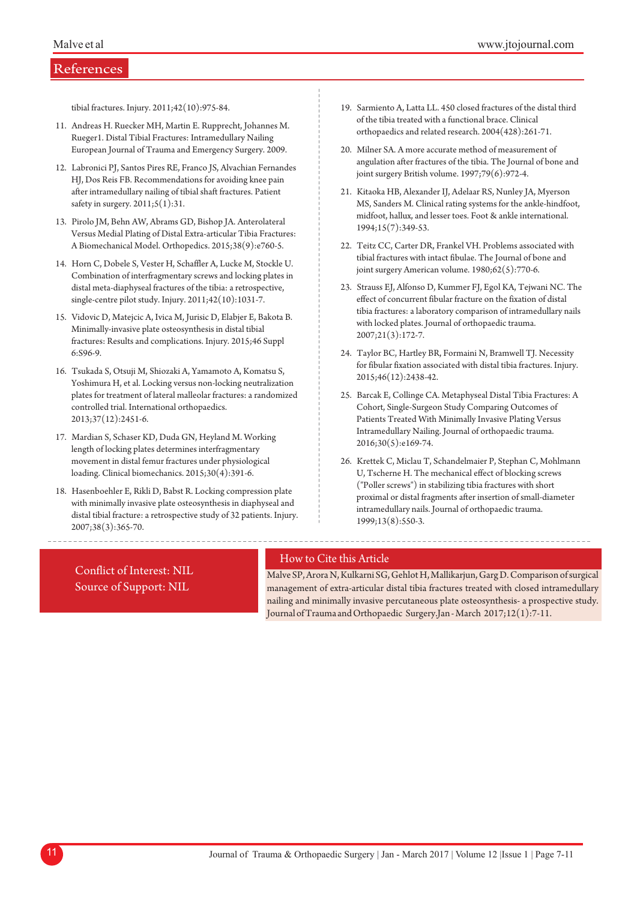## References

tibial fractures. Injury. 2011;42(10):975-84.

11. Andreas H. Ruecker MH, Martin E. Rupprecht, Johannes M. Rueger1. Distal Tibial Fractures: Intramedullary Nailing European Journal of Trauma and Emergency Surgery. 2009.
12. Labronici PJ, Santos Pires RE, Franco JS, Alvachian Fernandes HJ, Dos Reis FB. Recommendations for avoiding knee pain after intramedullary nailing of tibial shaft fractures. Patient safety in surgery. 2011;5(1):31.
13. Pirolo JM, Behn AW, Abrams GD, Bishop JA. Anterolateral Versus Medial Plating of Distal Extra-articular Tibia Fractures: A Biomechanical Model. Orthopedics. 2015;38(9):e760-5.
14. Horn C, Dobele S, Vester H, Schaffler A, Lucke M, Stockle U. Combination of interfragmentary screws and locking plates in distal meta-diaphyseal fractures of the tibia: a retrospective, single-centre pilot study. Injury. 2011;42(10):1031-7.
15. Vidovic D, Matejcic A, Ivica M, Jurisic D, Elabjer E, Bakota B. Minimally-invasive plate osteosynthesis in distal tibial fractures: Results and complications. Injury. 2015;46 Suppl 6:S96-9.
16. Tsukada S, Otsuji M, Shiozaki A, Yamamoto A, Komatsu S, Yoshimura H, et al. Locking versus non-locking neutralization plates for treatment of lateral malleolar fractures: a randomized controlled trial. International orthopaedics. 2013;37(12):2451-6.
17. Mardian S, Schaser KD, Duda GN, Heyland M. Working length of locking plates determines interfragmentary movement in distal femur fractures under physiological loading. Clinical biomechanics. 2015;30(4):391-6.
18. Hasenboehler E, Rikli D, Babst R. Locking compression plate with minimally invasive plate osteosynthesis in diaphyseal and distal tibial fracture: a retrospective study of 32 patients. Injury. 2007;38(3):365-70.
19. Sarmiento A, Latta LL. 450 closed fractures of the distal third of the tibia treated with a functional brace. Clinical orthopaedics and related research. 2004(428):261-71.
20. Milner SA. A more accurate method of measurement of angulation after fractures of the tibia. The Journal of bone and joint surgery British volume. 1997;79(6):972-4.
21. Kitaoka HB, Alexander IJ, Adelaar RS, Nunley JA, Myerson MS, Sanders M. Clinical rating systems for the ankle-hindfoot, midfoot, hallux, and lesser toes. Foot & ankle international. 1994;15(7):349-53.
22. Teitz CC, Carter DR, Frankel VH. Problems associated with tibial fractures with intact fibulae. The Journal of bone and joint surgery American volume. 1980;62(5):770-6.
23. Strauss EJ, Alfonso D, Kummer FJ, Egol KA, Tejwani NC. The effect of concurrent fibular fracture on the fixation of distal tibia fractures: a laboratory comparison of intramedullary nails with locked plates. Journal of orthopaedic trauma. 2007;21(3):172-7.
24. Taylor BC, Hartley BR, Formaini N, Bramwell TJ. Necessity for fibular fixation associated with distal tibia fractures. Injury. 2015;46(12):2438-42.
25. Barcak E, Collinge CA. Metaphyseal Distal Tibia Fractures: A Cohort, Single-Surgeon Study Comparing Outcomes of Patients Treated With Minimally Invasive Plating Versus Intramedullary Nailing. Journal of orthopaedic trauma. 2016;30(5):e169-74.
26. Krettek C, Miclau T, Schandelmaier P, Stephan C, Mohlmann U, Tscherne H. The mechanical effect of blocking screws ("Poller screws") in stabilizing tibia fractures with short proximal or distal fragments after insertion of small-diameter intramedullary nails. Journal of orthopaedic trauma. 1999;13(8):550-3.

Conflict of Interest: NIL
Source of Support: NIL

### How to Cite this Article

Malve SP, Arora N, Kulkarni SG, Gehlot H, Mallikarjun, Garg D. Comparison of surgical management of extra-articular distal tibia fractures treated with closed intramedullary nailing and minimally invasive percutaneous plate osteosynthesis- a prospective study. Journal of Trauma and Orthopaedic Surgery. Jan - March 2017;12(1):7-11.